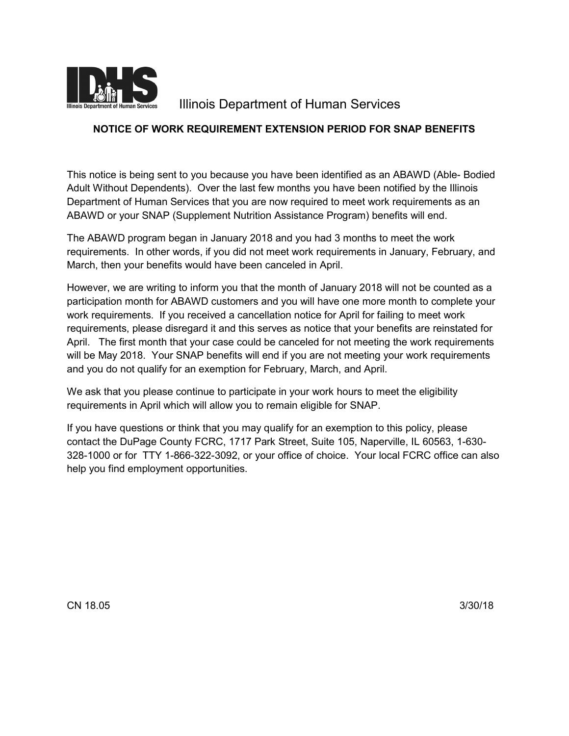Illinois Department of Human Services

## NOTICE OF WORK REQUIREMENT EXTENSION PERIOD FOR SNAP BENEFITS

This notice is being sent to you because you have been identified as an ABAWD (Able- Bodied Adult Without Dependents). Over the last few months you have been notified by the Illinois Department of Human Services that you are now required to meet work requirements as an ABAWD or your SNAP (Supplement Nutrition Assistance Program) benefits will end.

The ABAWD program began in January 2018 and you had 3 months to meet the work requirements. In other words, if you did not meet work requirements in January, February, and March, then your benefits would have been canceled in April.

However, we are writing to inform you that the month of January 2018 will not be counted as a participation month for ABAWD customers and you will have one more month to complete your work requirements. If you received a cancellation notice for April for failing to meet work requirements, please disregard it and this serves as notice that your benefits are reinstated for April. The first month that your case could be canceled for not meeting the work requirements will be May 2018. Your SNAP benefits will end if you are not meeting your work requirements and you do not qualify for an exemption for February, March, and April.

We ask that you please continue to participate in your work hours to meet the eligibility requirements in April which will allow you to remain eligible for SNAP.

If you have questions or think that you may qualify for an exemption to this policy, please contact the DuPage County FCRC, 1717 Park Street, Suite 105, Naperville, IL 60563, 1-630-328-1000 or for TTY 1-866-322-3092, or your office of choice. Your local FCRC office can also help you find employment opportunities.

CN 18.05 3/30/18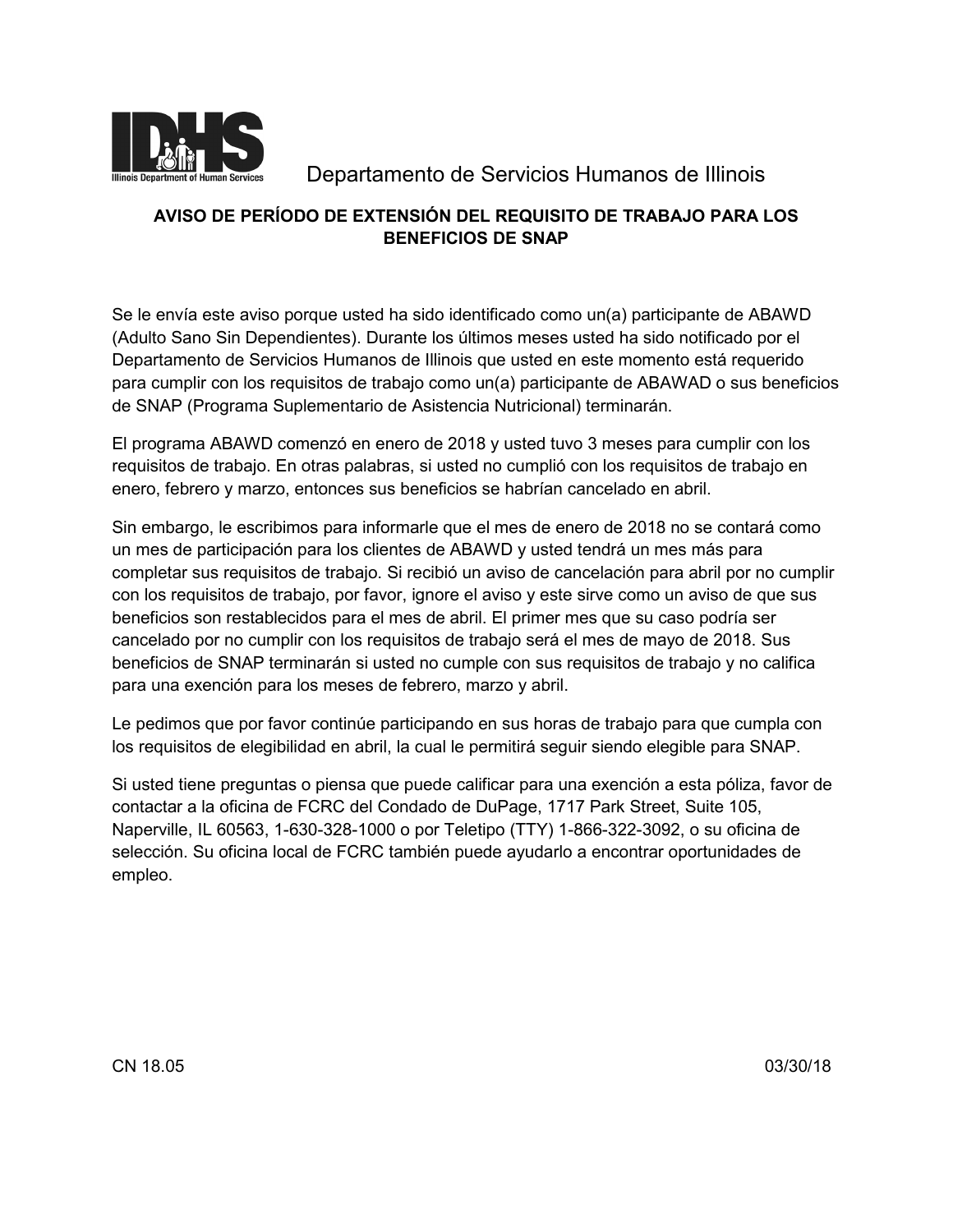Departamento de Servicios Humanos de Illinois

## AVISO DE PERÍODO DE EXTENSIÓN DEL REQUISITO DE TRABAJO PARA LOS BENEFICIOS DE SNAP

Se le envía este aviso porque usted ha sido identificado como un(a) participante de ABAWD (Adulto Sano Sin Dependientes). Durante los últimos meses usted ha sido notificado por el Departamento de Servicios Humanos de Illinois que usted en este momento está requerido para cumplir con los requisitos de trabajo como un(a) participante de ABAWAD o sus beneficios de SNAP (Programa Suplementario de Asistencia Nutricional) terminarán.

El programa ABAWD comenzó en enero de 2018 y usted tuvo 3 meses para cumplir con los requisitos de trabajo. En otras palabras, si usted no cumplió con los requisitos de trabajo en enero, febrero y marzo, entonces sus beneficios se habrían cancelado en abril.

Sin embargo, le escribimos para informarle que el mes de enero de 2018 no se contará como un mes de participación para los clientes de ABAWD y usted tendrá un mes más para completar sus requisitos de trabajo. Si recibió un aviso de cancelación para abril por no cumplir con los requisitos de trabajo, por favor, ignore el aviso y este sirve como un aviso de que sus beneficios son restablecidos para el mes de abril. El primer mes que su caso podría ser cancelado por no cumplir con los requisitos de trabajo será el mes de mayo de 2018. Sus beneficios de SNAP terminarán si usted no cumple con sus requisitos de trabajo y no califica para una exención para los meses de febrero, marzo y abril.

Le pedimos que por favor continúe participando en sus horas de trabajo para que cumpla con los requisitos de elegibilidad en abril, la cual le permitirá seguir siendo elegible para SNAP.

Si usted tiene preguntas o piensa que puede calificar para una exención a esta póliza, favor de contactar a la oficina de FCRC del Condado de DuPage, 1717 Park Street, Suite 105, Naperville, IL 60563, 1-630-328-1000 o por Teletipo (TTY) 1-866-322-3092, o su oficina de selección. Su oficina local de FCRC también puede ayudarlo a encontrar oportunidades de empleo.

CN 18.05 03/30/18